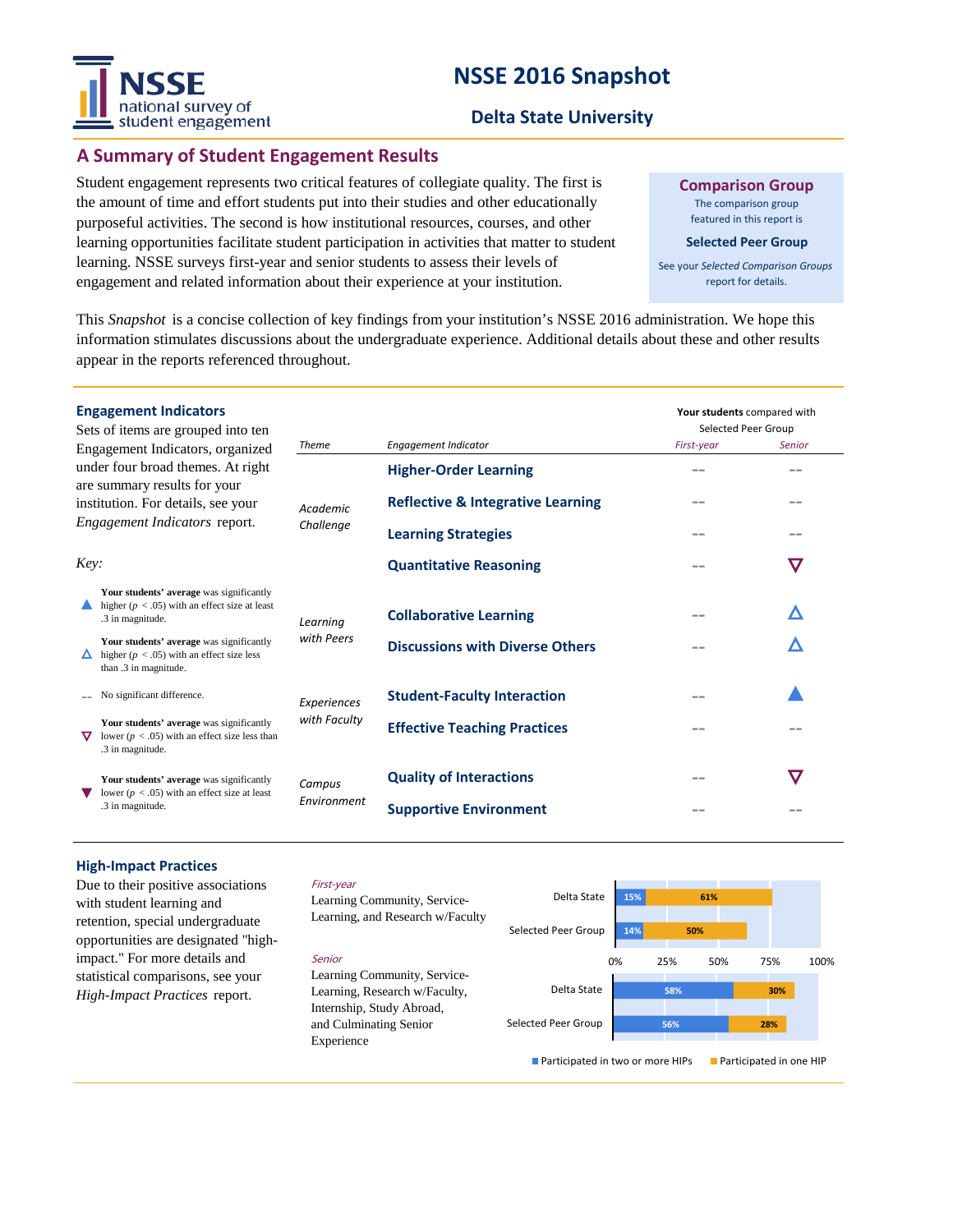# NSSE 2016 Snapshot

## Delta State University

## A Summary of Student Engagement Results

Student engagement represents two critical features of collegiate quality. The first is the amount of time and effort students put into their studies and other educationally purposeful activities. The second is how institutional resources, courses, and other learning opportunities facilitate student participation in activities that matter to student learning. NSSE surveys first-year and senior students to assess their levels of engagement and related information about their experience at your institution.

**Comparison Group**

The comparison group featured in this report is

**Selected Peer Group**

See your *Selected Comparison Groups* report for details.

This *Snapshot* is a concise collection of key findings from your institution's NSSE 2016 administration. We hope this information stimulates discussions about the undergraduate experience. Additional details about these and other results appear in the reports referenced throughout.

### Engagement Indicators

Sets of items are grouped into ten Engagement Indicators, organized under four broad themes. At right are summary results for your institution. For details, see your *Engagement Indicators* report.

*Key:*

- ▲ **Your students' average** was significantly higher ($p < .05$) with an effect size at least .3 in magnitude.
- △ **Your students' average** was significantly higher ($p < .05$) with an effect size less than .3 in magnitude.
- -- No significant difference.
- ▽ **Your students' average** was significantly lower ($p < .05$) with an effect size less than .3 in magnitude.
- ▼ **Your students' average** was significantly lower ($p < .05$) with an effect size at least .3 in magnitude.

**Your students** compared with Selected Peer Group

| *Theme* | *Engagement Indicator* | *First-year* | *Senior* |
|---|---|---|---|
| *Academic Challenge* | **Higher-Order Learning** | -- | -- |
| | **Reflective & Integrative Learning** | -- | -- |
| | **Learning Strategies** | -- | -- |
| | **Quantitative Reasoning** | -- | ▽ |
| *Learning with Peers* | **Collaborative Learning** | -- | △ |
| | **Discussions with Diverse Others** | -- | △ |
| *Experiences with Faculty* | **Student-Faculty Interaction** | -- | ▲ |
| | **Effective Teaching Practices** | -- | -- |
| *Campus Environment* | **Quality of Interactions** | -- | ▽ |
| | **Supportive Environment** | -- | -- |

### High-Impact Practices

Due to their positive associations with student learning and retention, special undergraduate opportunities are designated "high-impact." For more details and statistical comparisons, see your *High-Impact Practices* report.

*First-year*
Learning Community, Service-Learning, and Research w/Faculty

*Senior*
Learning Community, Service-Learning, Research w/Faculty, Internship, Study Abroad, and Culminating Senior Experience

| | Group | Participated in two or more HIPs | Participated in one HIP |
|---|---|---|---|
| First-year | Delta State | 15% | 61% |
| | Selected Peer Group | 14% | 50% |
| Senior | Delta State | 58% | 30% |
| | Selected Peer Group | 56% | 28% |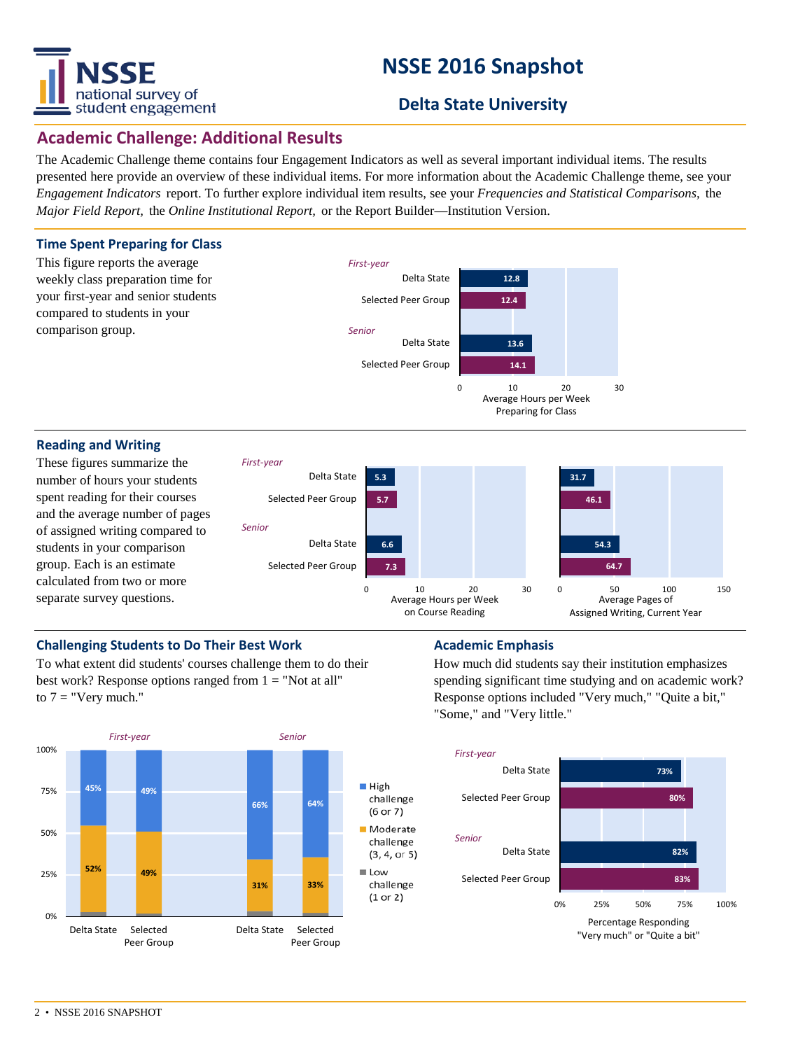# NSSE 2016 Snapshot

## Delta State University

## Academic Challenge: Additional Results

The Academic Challenge theme contains four Engagement Indicators as well as several important individual items. The results presented here provide an overview of these individual items. For more information about the Academic Challenge theme, see your *Engagement Indicators* report. To further explore individual item results, see your *Frequencies and Statistical Comparisons,* the *Major Field Report,* the *Online Institutional Report,* or the Report Builder—Institution Version.

### Time Spent Preparing for Class

This figure reports the average weekly class preparation time for your first-year and senior students compared to students in your comparison group.

| | | Average Hours per Week Preparing for Class |
|---|---|---|
| *First-year* | Delta State | 12.8 |
| | Selected Peer Group | 12.4 |
| *Senior* | Delta State | 13.6 |
| | Selected Peer Group | 14.1 |

### Reading and Writing

These figures summarize the number of hours your students spent reading for their courses and the average number of pages of assigned writing compared to students in your comparison group. Each is an estimate calculated from two or more separate survey questions.

| | | Average Hours per Week on Course Reading | Average Pages of Assigned Writing, Current Year |
|---|---|---|---|
| *First-year* | Delta State | 5.3 | 31.7 |
| | Selected Peer Group | 5.7 | 46.1 |
| *Senior* | Delta State | 6.6 | 54.3 |
| | Selected Peer Group | 7.3 | 64.7 |

### Challenging Students to Do Their Best Work

To what extent did students' courses challenge them to do their best work? Response options ranged from 1 = "Not at all" to 7 = "Very much."

| | | High challenge (6 or 7) | Moderate challenge (3, 4, or 5) |
|---|---|---|---|
| *First-year* | Delta State | 45% | 52% |
| | Selected Peer Group | 49% | 49% |
| *Senior* | Delta State | 66% | 31% |
| | Selected Peer Group | 64% | 33% |

Low challenge (1 or 2)

### Academic Emphasis

How much did students say their institution emphasizes spending significant time studying and on academic work? Response options included "Very much," "Quite a bit," "Some," and "Very little."

| | | Percentage Responding "Very much" or "Quite a bit" |
|---|---|---|
| *First-year* | Delta State | 73% |
| | Selected Peer Group | 80% |
| *Senior* | Delta State | 82% |
| | Selected Peer Group | 83% |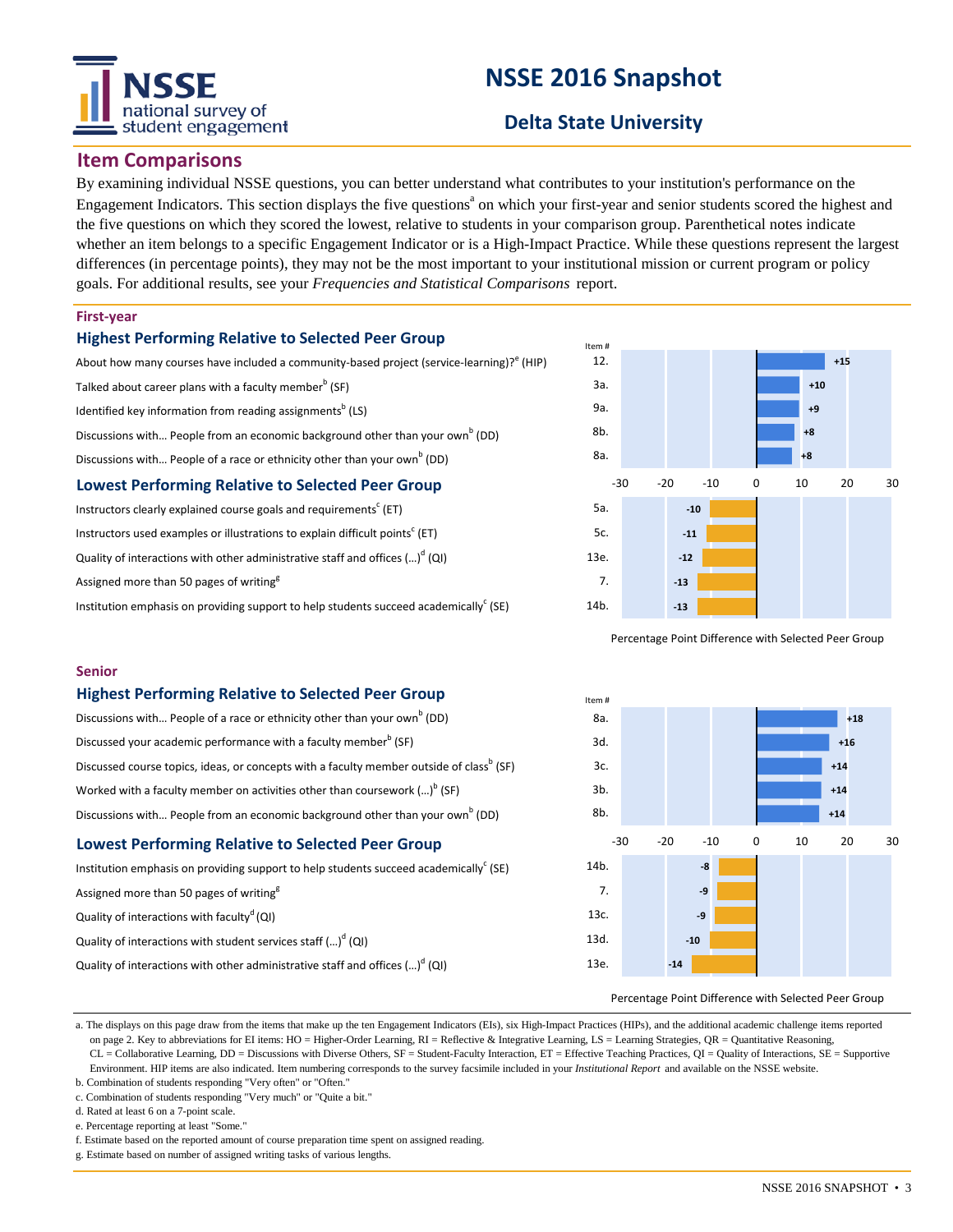# NSSE 2016 Snapshot

## Delta State University

## Item Comparisons

By examining individual NSSE questions, you can better understand what contributes to your institution's performance on the Engagement Indicators. This section displays the five questions[a] on which your first-year and senior students scored the highest and the five questions on which they scored the lowest, relative to students in your comparison group. Parenthetical notes indicate whether an item belongs to a specific Engagement Indicator or is a High-Impact Practice. While these questions represent the largest differences (in percentage points), they may not be the most important to your institutional mission or current program or policy goals. For additional results, see your *Frequencies and Statistical Comparisons* report.

### First-year

#### Highest Performing Relative to Selected Peer Group

| Item | Item # | Percentage Point Difference with Selected Peer Group |
|---|---|---|
| About how many courses have included a community-based project (service-learning)?[e] (HIP) | 12. | +15 |
| Talked about career plans with a faculty member[b] (SF) | 3a. | +10 |
| Identified key information from reading assignments[b] (LS) | 9a. | +9 |
| Discussions with... People from an economic background other than your own[b] (DD) | 8b. | +8 |
| Discussions with... People of a race or ethnicity other than your own[b] (DD) | 8a. | +8 |

#### Lowest Performing Relative to Selected Peer Group

| Item | Item # | Percentage Point Difference with Selected Peer Group |
|---|---|---|
| Instructors clearly explained course goals and requirements[c] (ET) | 5a. | -10 |
| Instructors used examples or illustrations to explain difficult points[c] (ET) | 5c. | -11 |
| Quality of interactions with other administrative staff and offices (...)[d] (QI) | 13e. | -12 |
| Assigned more than 50 pages of writing[g] | 7. | -13 |
| Institution emphasis on providing support to help students succeed academically[c] (SE) | 14b. | -13 |

### Senior

#### Highest Performing Relative to Selected Peer Group

| Item | Item # | Percentage Point Difference with Selected Peer Group |
|---|---|---|
| Discussions with... People of a race or ethnicity other than your own[b] (DD) | 8a. | +18 |
| Discussed your academic performance with a faculty member[b] (SF) | 3d. | +16 |
| Discussed course topics, ideas, or concepts with a faculty member outside of class[b] (SF) | 3c. | +14 |
| Worked with a faculty member on activities other than coursework (...)[b] (SF) | 3b. | +14 |
| Discussions with... People from an economic background other than your own[b] (DD) | 8b. | +14 |

#### Lowest Performing Relative to Selected Peer Group

| Item | Item # | Percentage Point Difference with Selected Peer Group |
|---|---|---|
| Institution emphasis on providing support to help students succeed academically[c] (SE) | 14b. | -8 |
| Assigned more than 50 pages of writing[g] | 7. | -9 |
| Quality of interactions with faculty[d] (QI) | 13c. | -9 |
| Quality of interactions with student services staff (...)[d] (QI) | 13d. | -10 |
| Quality of interactions with other administrative staff and offices (...)[d] (QI) | 13e. | -14 |

a. The displays on this page draw from the items that make up the ten Engagement Indicators (EIs), six High-Impact Practices (HIPs), and the additional academic challenge items reported on page 2. Key to abbreviations for EI items: HO = Higher-Order Learning, RI = Reflective & Integrative Learning, LS = Learning Strategies, QR = Quantitative Reasoning, CL = Collaborative Learning, DD = Discussions with Diverse Others, SF = Student-Faculty Interaction, ET = Effective Teaching Practices, QI = Quality of Interactions, SE = Supportive Environment. HIP items are also indicated. Item numbering corresponds to the survey facsimile included in your *Institutional Report* and available on the NSSE website.

b. Combination of students responding "Very often" or "Often."

c. Combination of students responding "Very much" or "Quite a bit."

d. Rated at least 6 on a 7-point scale.

e. Percentage reporting at least "Some."

f. Estimate based on the reported amount of course preparation time spent on assigned reading.

g. Estimate based on number of assigned writing tasks of various lengths.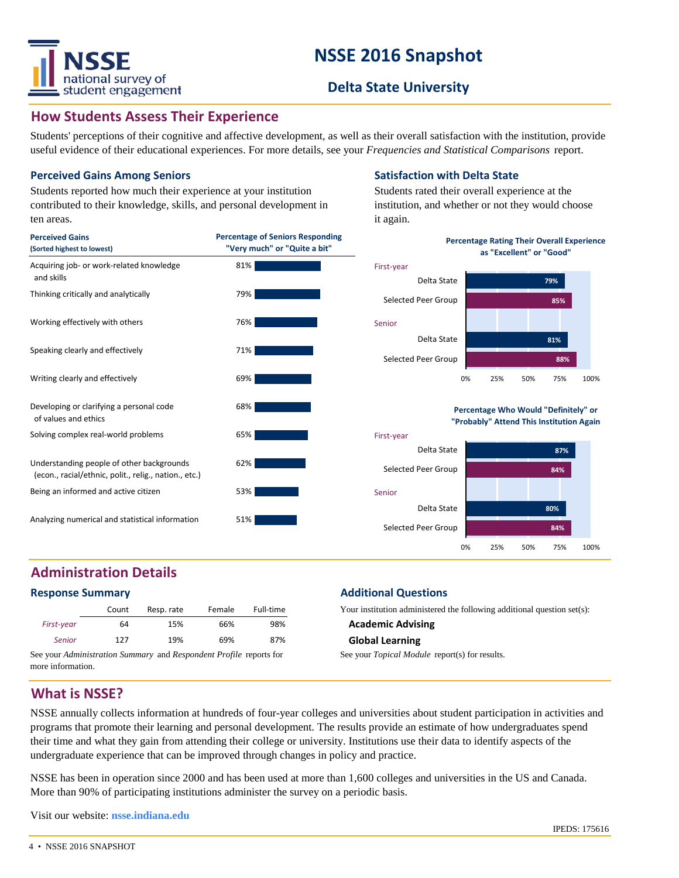# NSSE 2016 Snapshot

## Delta State University

## How Students Assess Their Experience

Students' perceptions of their cognitive and affective development, as well as their overall satisfaction with the institution, provide useful evidence of their educational experiences. For more details, see your *Frequencies and Statistical Comparisons* report.

### Perceived Gains Among Seniors

Students reported how much their experience at your institution contributed to their knowledge, skills, and personal development in ten areas.

**Perceived Gains** (Sorted highest to lowest)

**Percentage of Seniors Responding "Very much" or "Quite a bit"**

Acquiring job- or work-related knowledge and skills 81%
Thinking critically and analytically 79%
Working effectively with others 76%
Speaking clearly and effectively 71%
Writing clearly and effectively 69%
Developing or clarifying a personal code of values and ethics 68%
Solving complex real-world problems 65%
Understanding people of other backgrounds (econ., racial/ethnic, polit., relig., nation., etc.) 62%
Being an informed and active citizen 53%
Analyzing numerical and statistical information 51%

### Satisfaction with Delta State

Students rated their overall experience at the institution, and whether or not they would choose it again.

**Percentage Rating Their Overall Experience as "Excellent" or "Good"**

First-year
Delta State 79%
Selected Peer Group 85%

Senior
Delta State 81%
Selected Peer Group 88%

0% 25% 50% 75% 100%

**Percentage Who Would "Definitely" or "Probably" Attend This Institution Again**

First-year
Delta State 87%
Selected Peer Group 84%

Senior
Delta State 80%
Selected Peer Group 84%

0% 25% 50% 75% 100%

## Administration Details

### Response Summary

| | Count | Resp. rate | Female | Full-time |
|---|---|---|---|---|
| *First-year* | 64 | 15% | 66% | 98% |
| *Senior* | 127 | 19% | 69% | 87% |

See your *Administration Summary* and *Respondent Profile* reports for more information.

### Additional Questions

Your institution administered the following additional question set(s):

**Academic Advising**

**Global Learning**

See your *Topical Module* report(s) for results.

## What is NSSE?

NSSE annually collects information at hundreds of four-year colleges and universities about student participation in activities and programs that promote their learning and personal development. The results provide an estimate of how undergraduates spend their time and what they gain from attending their college or university. Institutions use their data to identify aspects of the undergraduate experience that can be improved through changes in policy and practice.

NSSE has been in operation since 2000 and has been used at more than 1,600 colleges and universities in the US and Canada. More than 90% of participating institutions administer the survey on a periodic basis.

Visit our website: **nsse.indiana.edu**

IPEDS: 175616